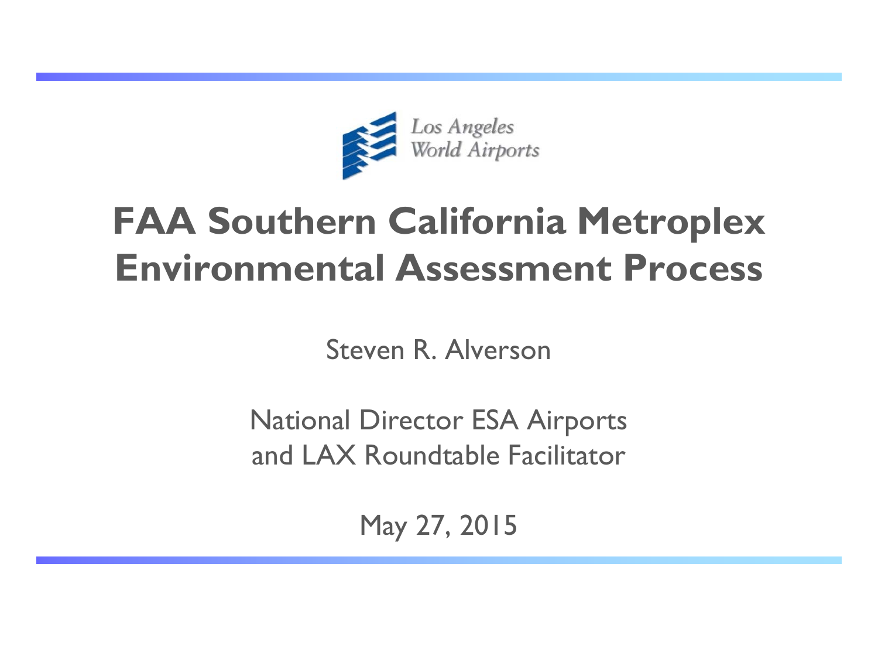Los Angeles World Airports

# FAA Southern California Metroplex Environmental Assessment Process

Steven R. Alverson

National Director ESA Airports
and LAX Roundtable Facilitator

May 27, 2015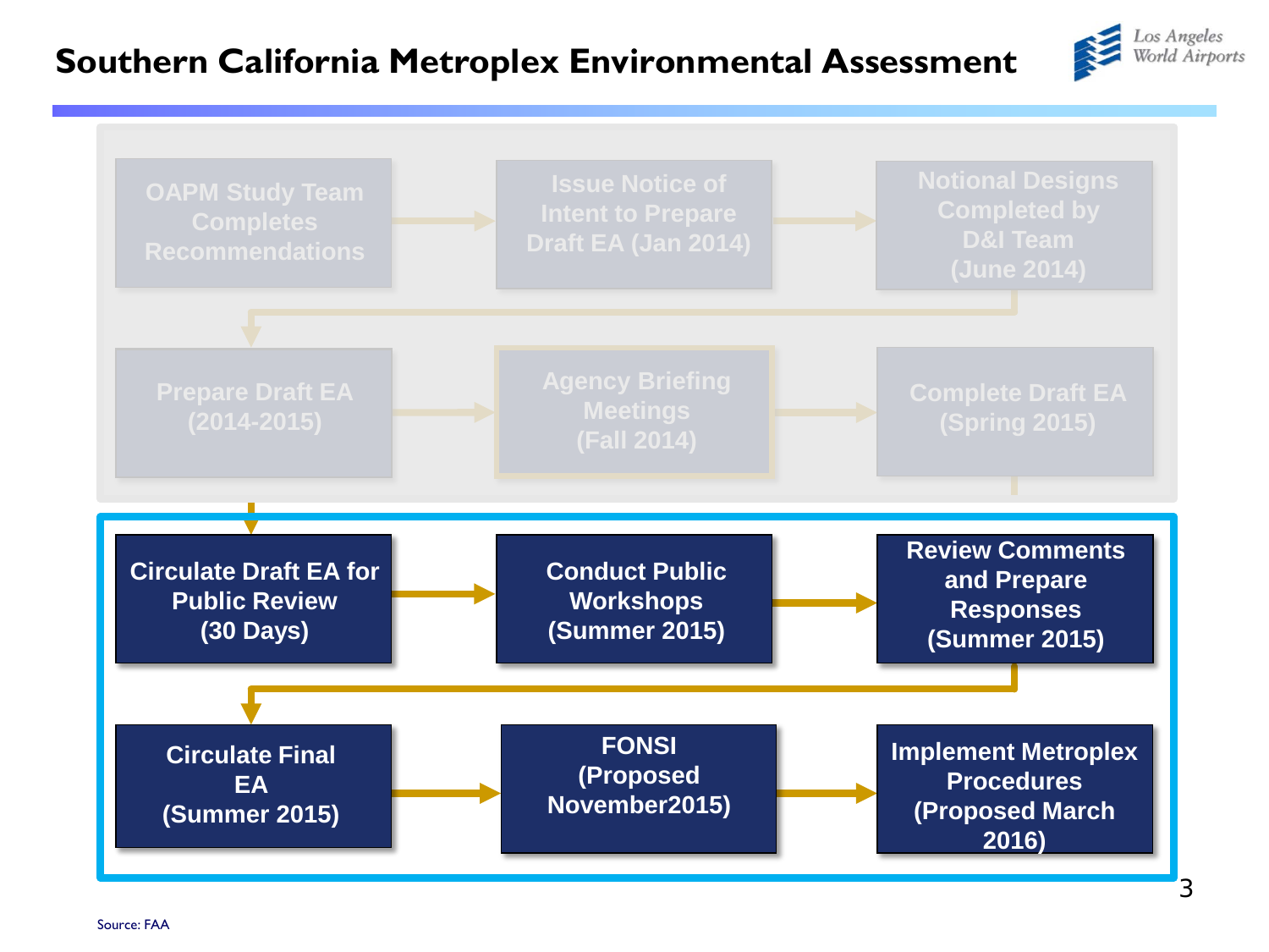# Southern California Metroplex Environmental Assessment

Los Angeles World Airports

1. OAPM Study Team Completes Recommendations
2. Issue Notice of Intent to Prepare Draft EA (Jan 2014)
3. Notional Designs Completed by D&I Team (June 2014)
4. Prepare Draft EA (2014-2015)
5. Agency Briefing Meetings (Fall 2014)
6. Complete Draft EA (Spring 2015)
7. **Circulate Draft EA for Public Review (30 Days)**
8. **Conduct Public Workshops (Summer 2015)**
9. **Review Comments and Prepare Responses (Summer 2015)**
10. **Circulate Final EA (Summer 2015)**
11. **FONSI (Proposed November2015)**
12. **Implement Metroplex Procedures (Proposed March 2016)**

Source: FAA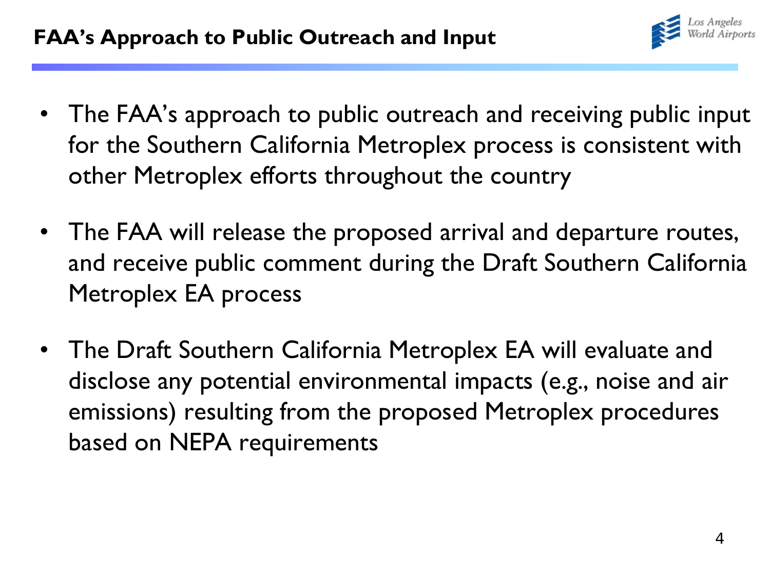## FAA's Approach to Public Outreach and Input

- The FAA's approach to public outreach and receiving public input for the Southern California Metroplex process is consistent with other Metroplex efforts throughout the country
- The FAA will release the proposed arrival and departure routes, and receive public comment during the Draft Southern California Metroplex EA process
- The Draft Southern California Metroplex EA will evaluate and disclose any potential environmental impacts (e.g., noise and air emissions) resulting from the proposed Metroplex procedures based on NEPA requirements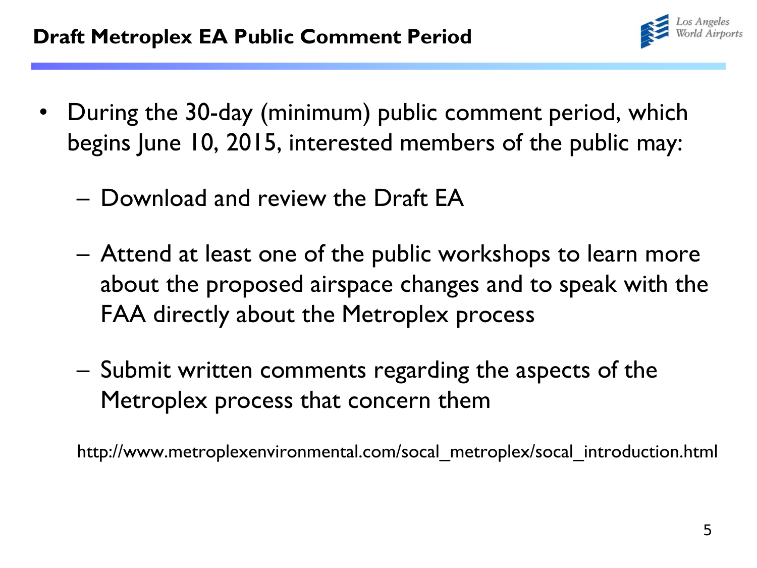# Draft Metroplex EA Public Comment Period

- During the 30-day (minimum) public comment period, which begins June 10, 2015, interested members of the public may:
  - Download and review the Draft EA
  - Attend at least one of the public workshops to learn more about the proposed airspace changes and to speak with the FAA directly about the Metroplex process
  - Submit written comments regarding the aspects of the Metroplex process that concern them

http://www.metroplexenvironmental.com/socal_metroplex/socal_introduction.html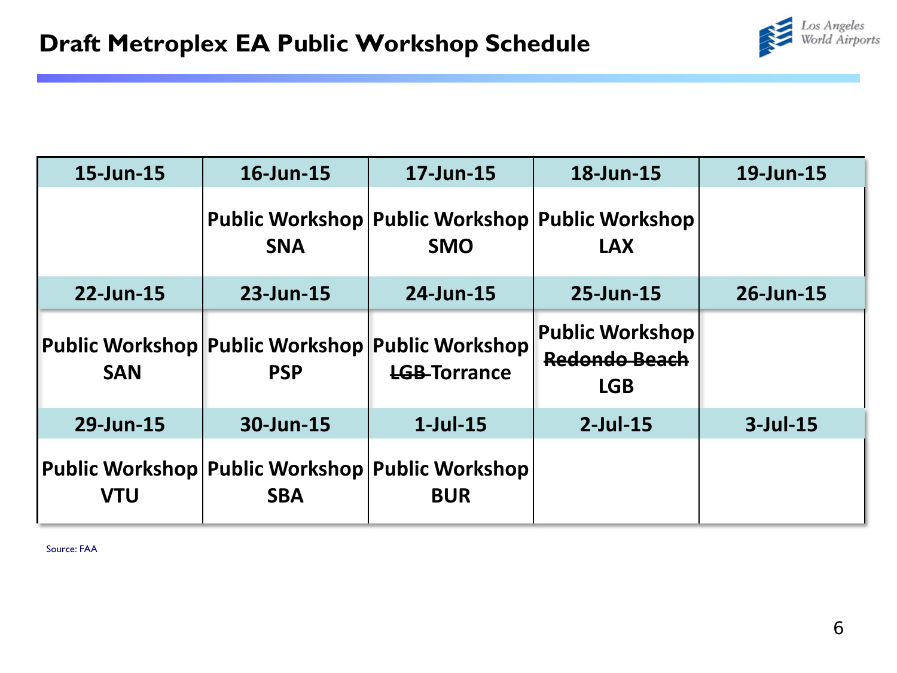## Draft Metroplex EA Public Workshop Schedule

| 15-Jun-15 | 16-Jun-15 | 17-Jun-15 | 18-Jun-15 | 19-Jun-15 |
|---|---|---|---|---|
| | Public Workshop SNA | Public Workshop SMO | Public Workshop LAX | |
| **22-Jun-15** | **23-Jun-15** | **24-Jun-15** | **25-Jun-15** | **26-Jun-15** |
| Public Workshop SAN | Public Workshop PSP | Public Workshop ~~LGB~~ Torrance | Public Workshop ~~Redondo Beach~~ LGB | |
| **29-Jun-15** | **30-Jun-15** | **1-Jul-15** | **2-Jul-15** | **3-Jul-15** |
| Public Workshop VTU | Public Workshop SBA | Public Workshop BUR | | |

Source: FAA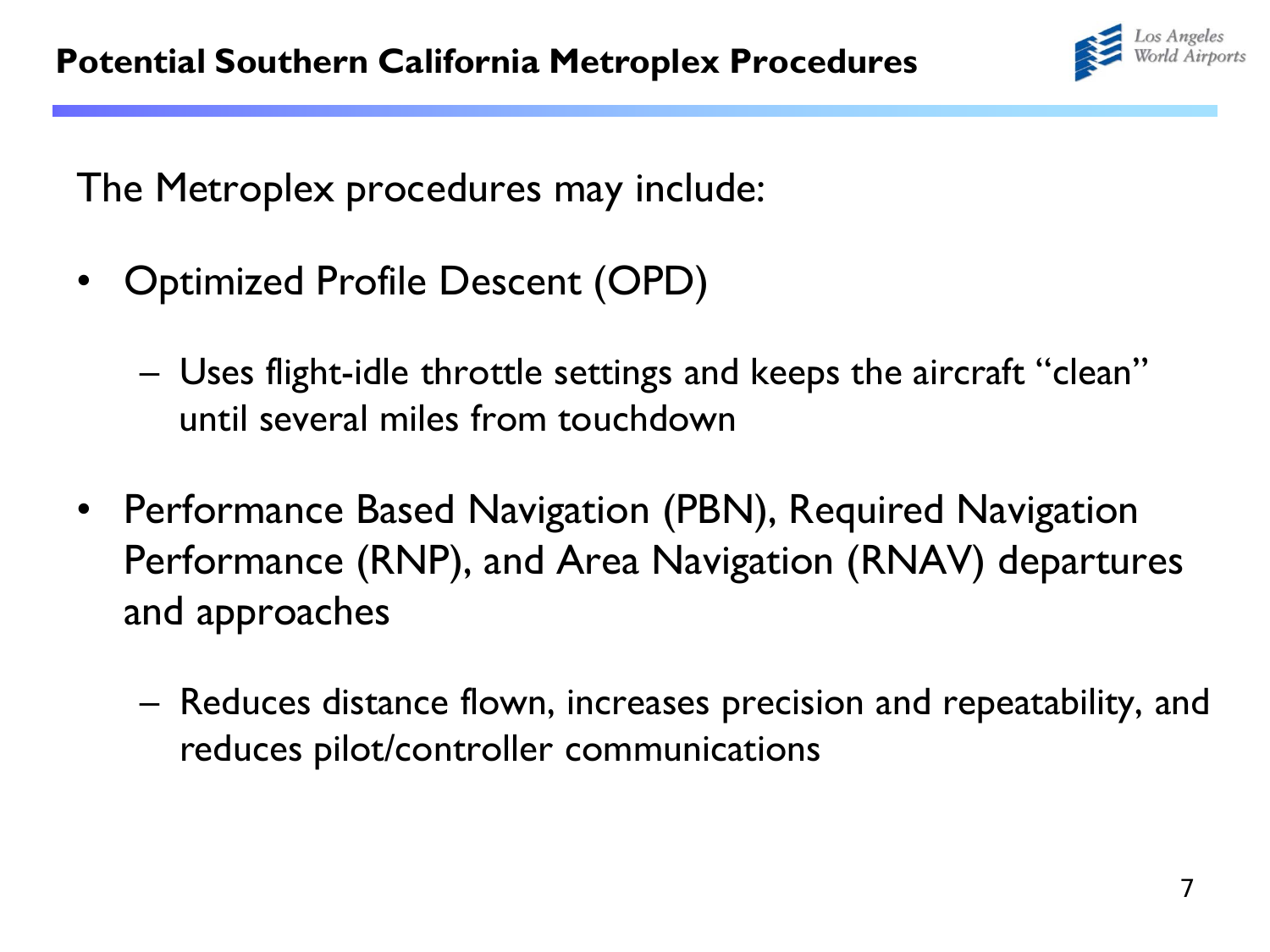## Potential Southern California Metroplex Procedures

The Metroplex procedures may include:

- Optimized Profile Descent (OPD)
  - Uses flight-idle throttle settings and keeps the aircraft "clean" until several miles from touchdown
- Performance Based Navigation (PBN), Required Navigation Performance (RNP), and Area Navigation (RNAV) departures and approaches
  - Reduces distance flown, increases precision and repeatability, and reduces pilot/controller communications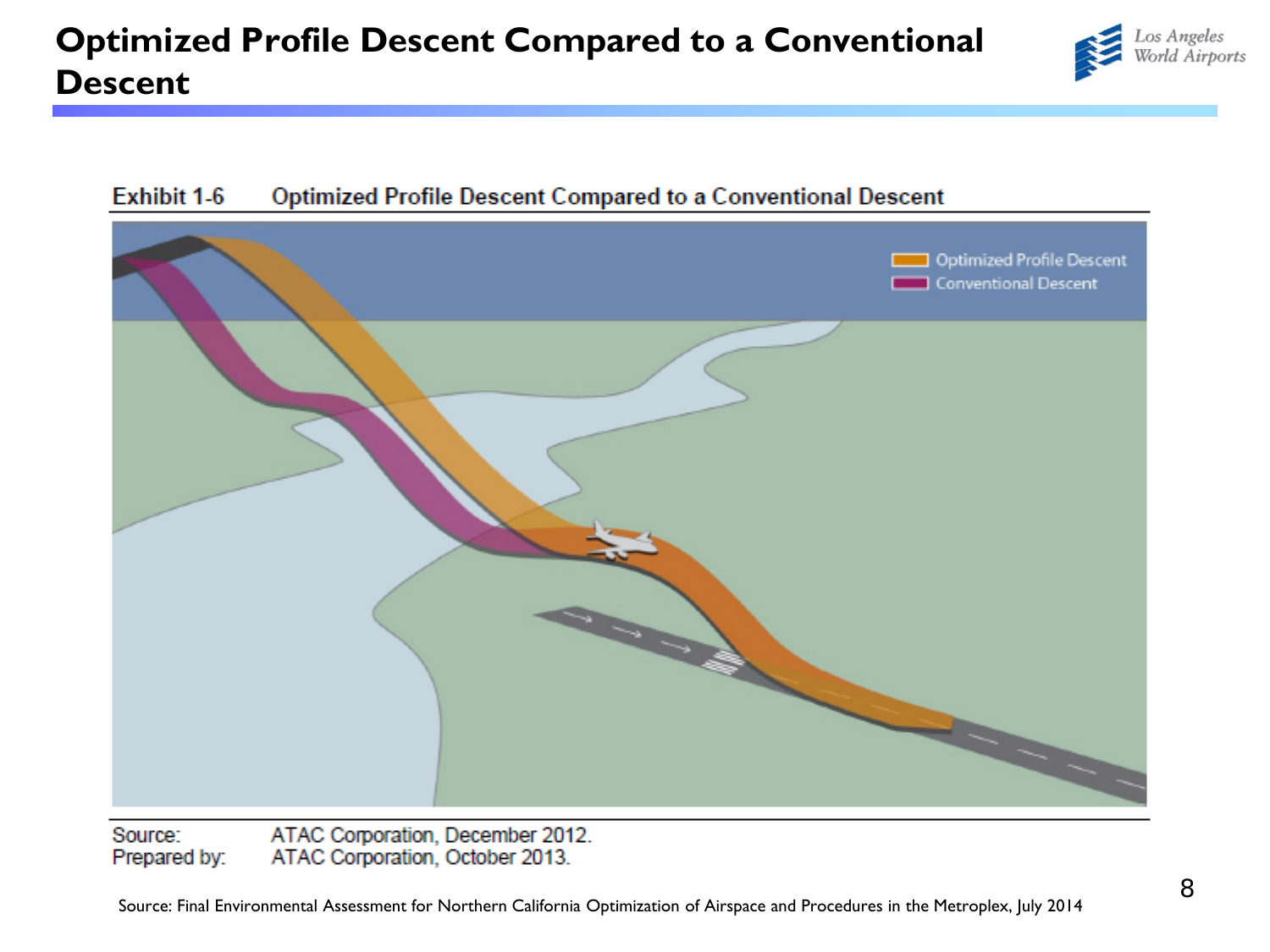# Optimized Profile Descent Compared to a Conventional Descent

**Exhibit 1-6** Optimized Profile Descent Compared to a Conventional Descent

Optimized Profile Descent
Conventional Descent

Source: ATAC Corporation, December 2012.
Prepared by: ATAC Corporation, October 2013.

Source: Final Environmental Assessment for Northern California Optimization of Airspace and Procedures in the Metroplex, July 2014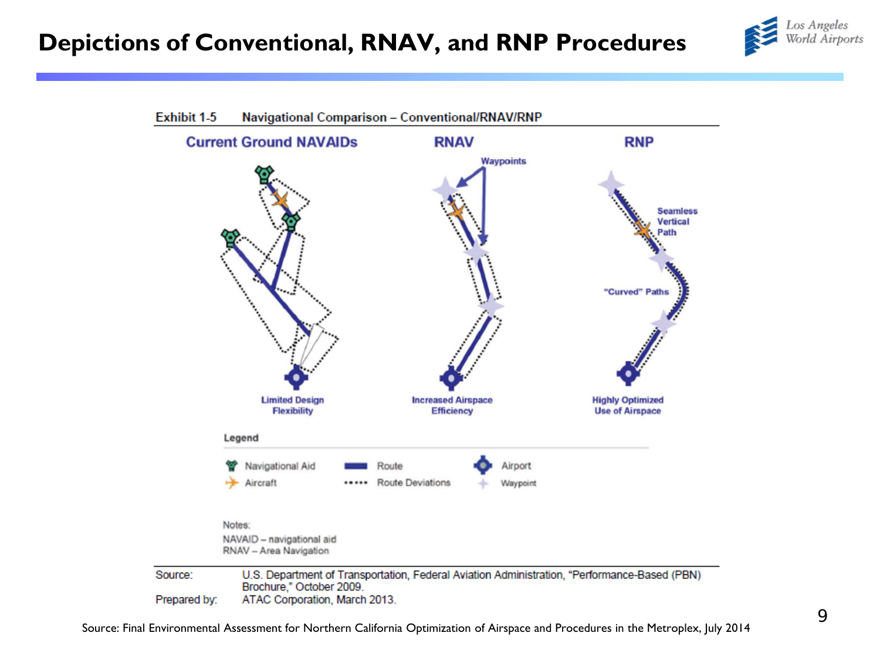# Depictions of Conventional, RNAV, and RNP Procedures

**Exhibit 1-5 Navigational Comparison – Conventional/RNAV/RNP**

| Current Ground NAVAIDs | RNAV | RNP |
| --- | --- | --- |
| Limited Design Flexibility | Increased Airspace Efficiency | Highly Optimized Use of Airspace |

Labels: Waypoints; Seamless Vertical Path; "Curved" Paths

**Legend**

- Navigational Aid
- Aircraft
- Route
- Route Deviations
- Airport
- Waypoint

Notes:
NAVAID – navigational aid
RNAV – Area Navigation

Source: U.S. Department of Transportation, Federal Aviation Administration, "Performance-Based (PBN) Brochure," October 2009.
Prepared by: ATAC Corporation, March 2013.

Source: Final Environmental Assessment for Northern California Optimization of Airspace and Procedures in the Metroplex, July 2014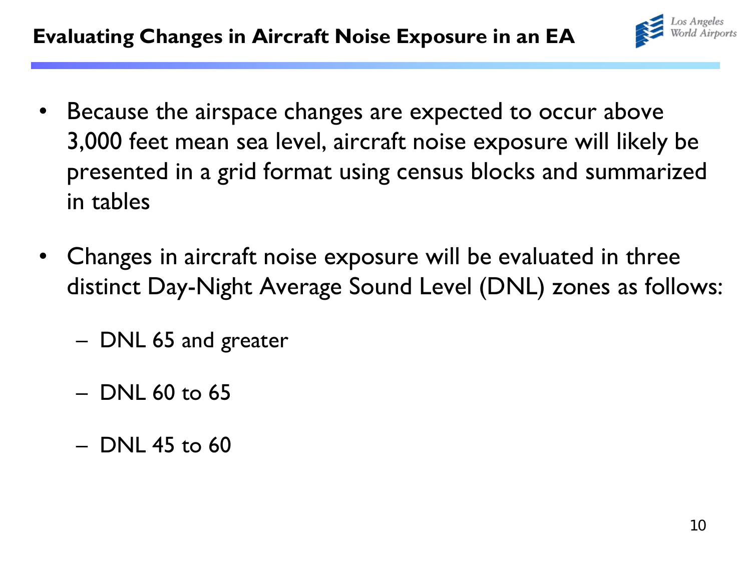## Evaluating Changes in Aircraft Noise Exposure in an EA

- Because the airspace changes are expected to occur above 3,000 feet mean sea level, aircraft noise exposure will likely be presented in a grid format using census blocks and summarized in tables
- Changes in aircraft noise exposure will be evaluated in three distinct Day-Night Average Sound Level (DNL) zones as follows:
  - DNL 65 and greater
  - DNL 60 to 65
  - DNL 45 to 60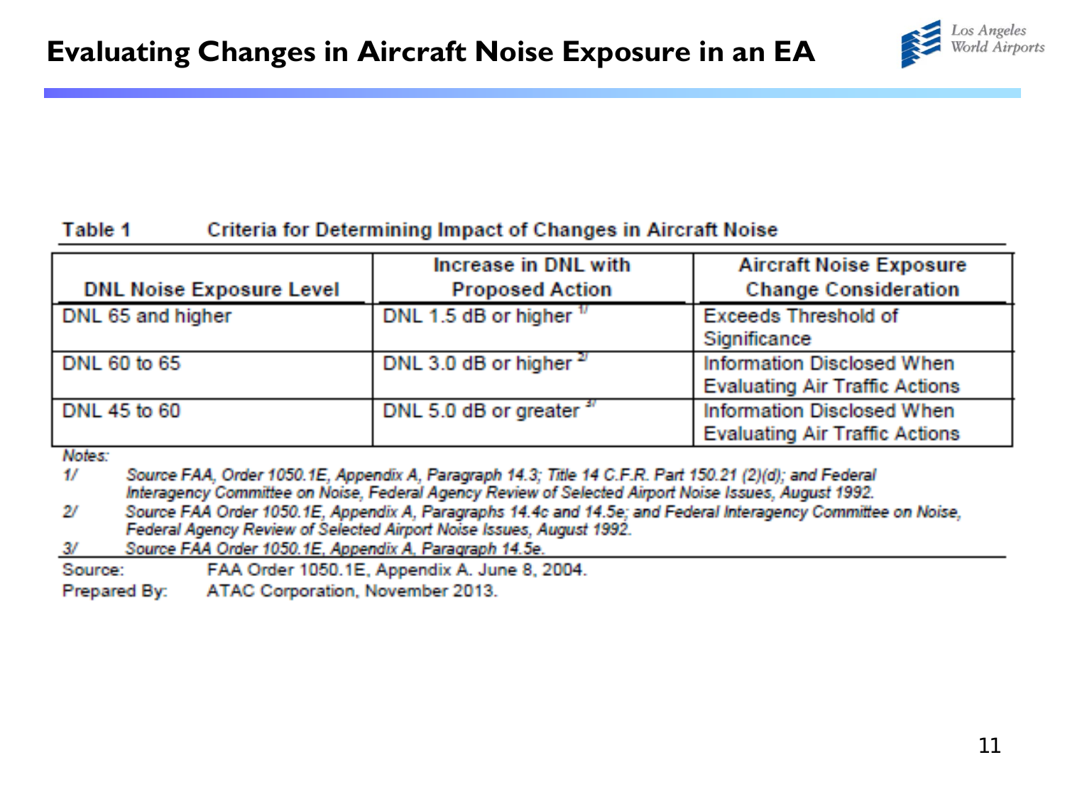# Evaluating Changes in Aircraft Noise Exposure in an EA

**Table 1 Criteria for Determining Impact of Changes in Aircraft Noise**

| DNL Noise Exposure Level | Increase in DNL with Proposed Action | Aircraft Noise Exposure Change Consideration |
|---|---|---|
| DNL 65 and higher | DNL 1.5 dB or higher [1/] | Exceeds Threshold of Significance |
| DNL 60 to 65 | DNL 3.0 dB or higher [2/] | Information Disclosed When Evaluating Air Traffic Actions |
| DNL 45 to 60 | DNL 5.0 dB or greater [3/] | Information Disclosed When Evaluating Air Traffic Actions |

*Notes:*

1/ *Source FAA, Order 1050.1E, Appendix A, Paragraph 14.3; Title 14 C.F.R. Part 150.21 (2)(d); and Federal Interagency Committee on Noise, Federal Agency Review of Selected Airport Noise Issues, August 1992.*

2/ *Source FAA Order 1050.1E, Appendix A, Paragraphs 14.4c and 14.5e; and Federal Interagency Committee on Noise, Federal Agency Review of Selected Airport Noise Issues, August 1992.*

3/ *Source FAA Order 1050.1E, Appendix A, Paragraph 14.5e.*

Source: FAA Order 1050.1E, Appendix A. June 8, 2004.

Prepared By: ATAC Corporation, November 2013.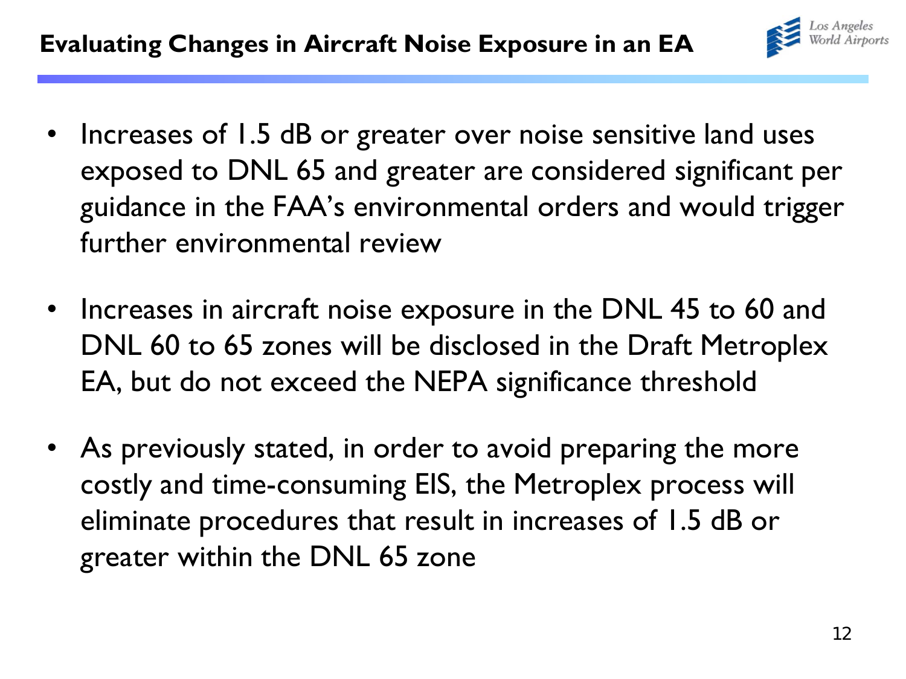## Evaluating Changes in Aircraft Noise Exposure in an EA

- Increases of 1.5 dB or greater over noise sensitive land uses exposed to DNL 65 and greater are considered significant per guidance in the FAA's environmental orders and would trigger further environmental review

- Increases in aircraft noise exposure in the DNL 45 to 60 and DNL 60 to 65 zones will be disclosed in the Draft Metroplex EA, but do not exceed the NEPA significance threshold

- As previously stated, in order to avoid preparing the more costly and time-consuming EIS, the Metroplex process will eliminate procedures that result in increases of 1.5 dB or greater within the DNL 65 zone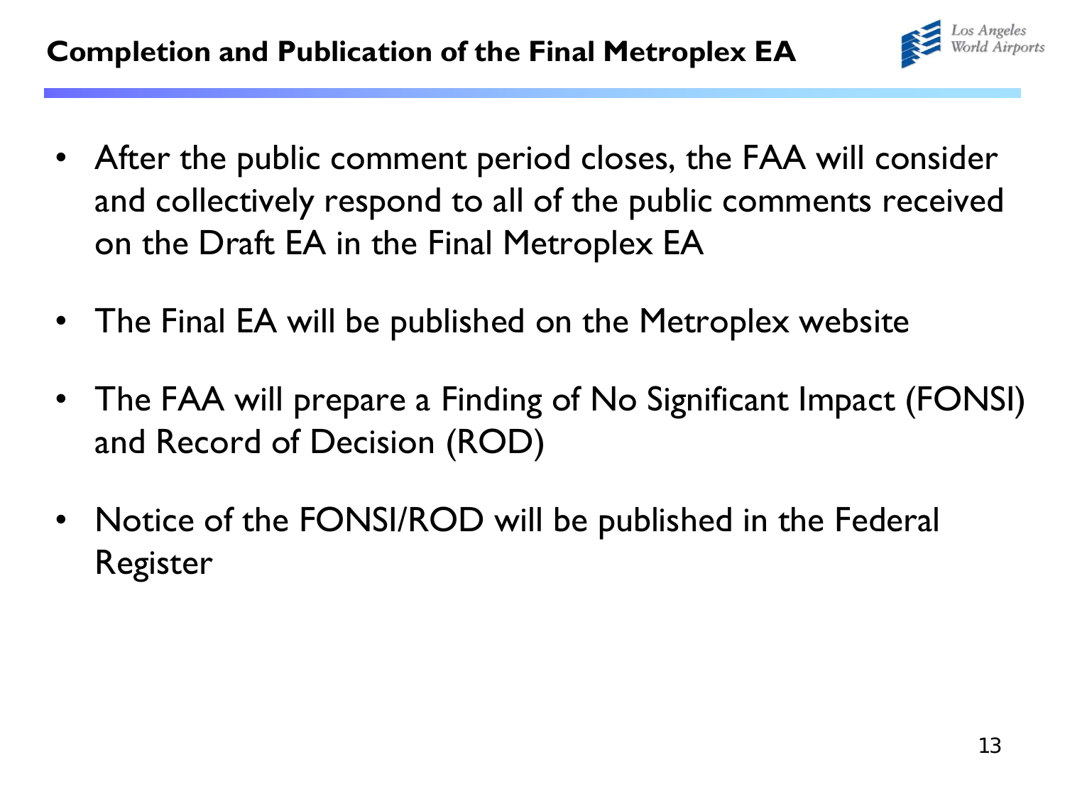## Completion and Publication of the Final Metroplex EA

- After the public comment period closes, the FAA will consider and collectively respond to all of the public comments received on the Draft EA in the Final Metroplex EA
- The Final EA will be published on the Metroplex website
- The FAA will prepare a Finding of No Significant Impact (FONSI) and Record of Decision (ROD)
- Notice of the FONSI/ROD will be published in the Federal Register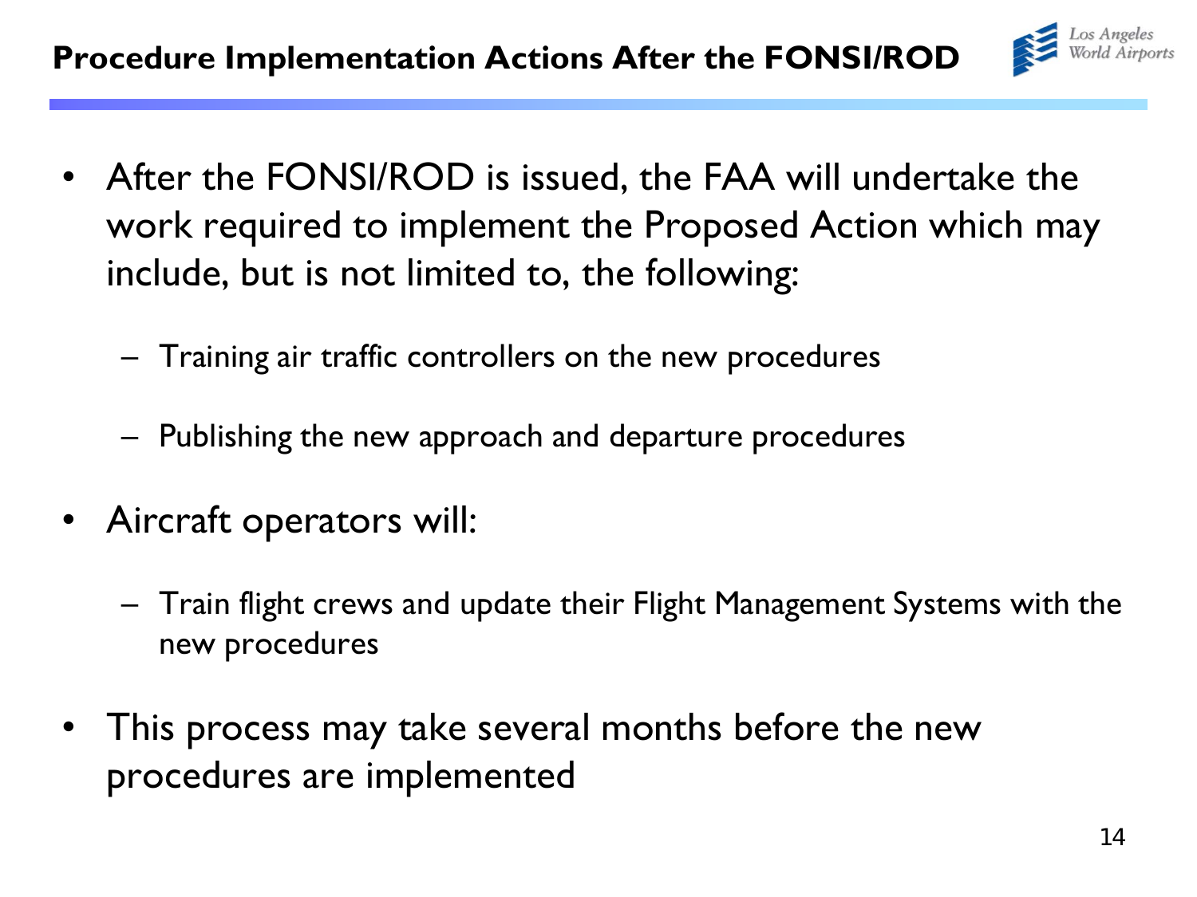## Procedure Implementation Actions After the FONSI/ROD

- After the FONSI/ROD is issued, the FAA will undertake the work required to implement the Proposed Action which may include, but is not limited to, the following:
  - Training air traffic controllers on the new procedures
  - Publishing the new approach and departure procedures
- Aircraft operators will:
  - Train flight crews and update their Flight Management Systems with the new procedures
- This process may take several months before the new procedures are implemented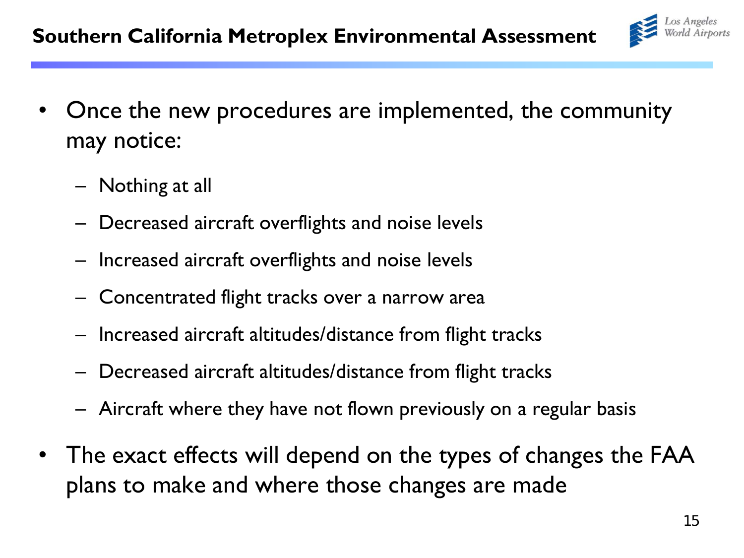- Once the new procedures are implemented, the community may notice:
  - Nothing at all
  - Decreased aircraft overflights and noise levels
  - Increased aircraft overflights and noise levels
  - Concentrated flight tracks over a narrow area
  - Increased aircraft altitudes/distance from flight tracks
  - Decreased aircraft altitudes/distance from flight tracks
  - Aircraft where they have not flown previously on a regular basis
- The exact effects will depend on the types of changes the FAA plans to make and where those changes are made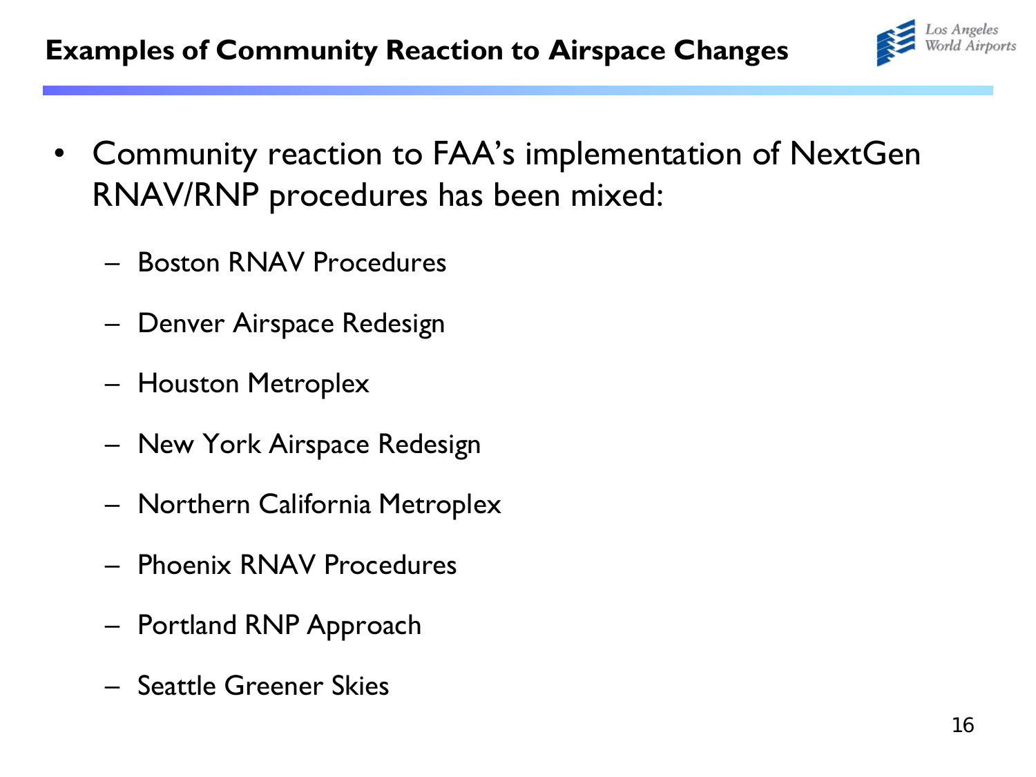## Examples of Community Reaction to Airspace Changes

- Community reaction to FAA's implementation of NextGen RNAV/RNP procedures has been mixed:
  - Boston RNAV Procedures
  - Denver Airspace Redesign
  - Houston Metroplex
  - New York Airspace Redesign
  - Northern California Metroplex
  - Phoenix RNAV Procedures
  - Portland RNP Approach
  - Seattle Greener Skies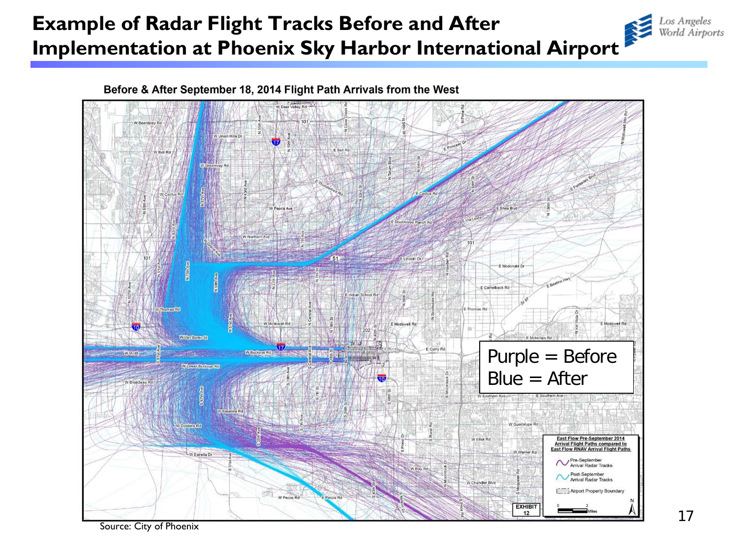# Example of Radar Flight Tracks Before and After Implementation at Phoenix Sky Harbor International Airport

**Before & After September 18, 2014 Flight Path Arrivals from the West**

Purple = Before
Blue = After

East Flow Pre-September 2014 Arrival Flight Paths compared to East Flow RNAV Arrival Flight Paths

- Pre-September Arrival Radar Tracks
- Post-September Arrival Radar Tracks
- Airport Property Boundary

EXHIBIT 12

Source: City of Phoenix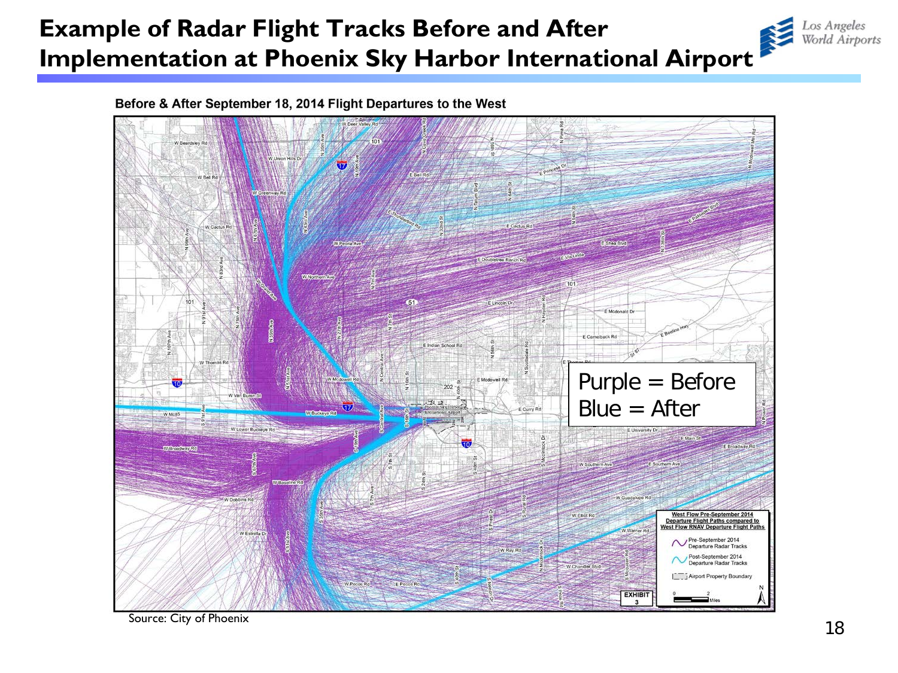# Example of Radar Flight Tracks Before and After Implementation at Phoenix Sky Harbor International Airport

**Before & After September 18, 2014 Flight Departures to the West**

Purple = Before
Blue = After

Source: City of Phoenix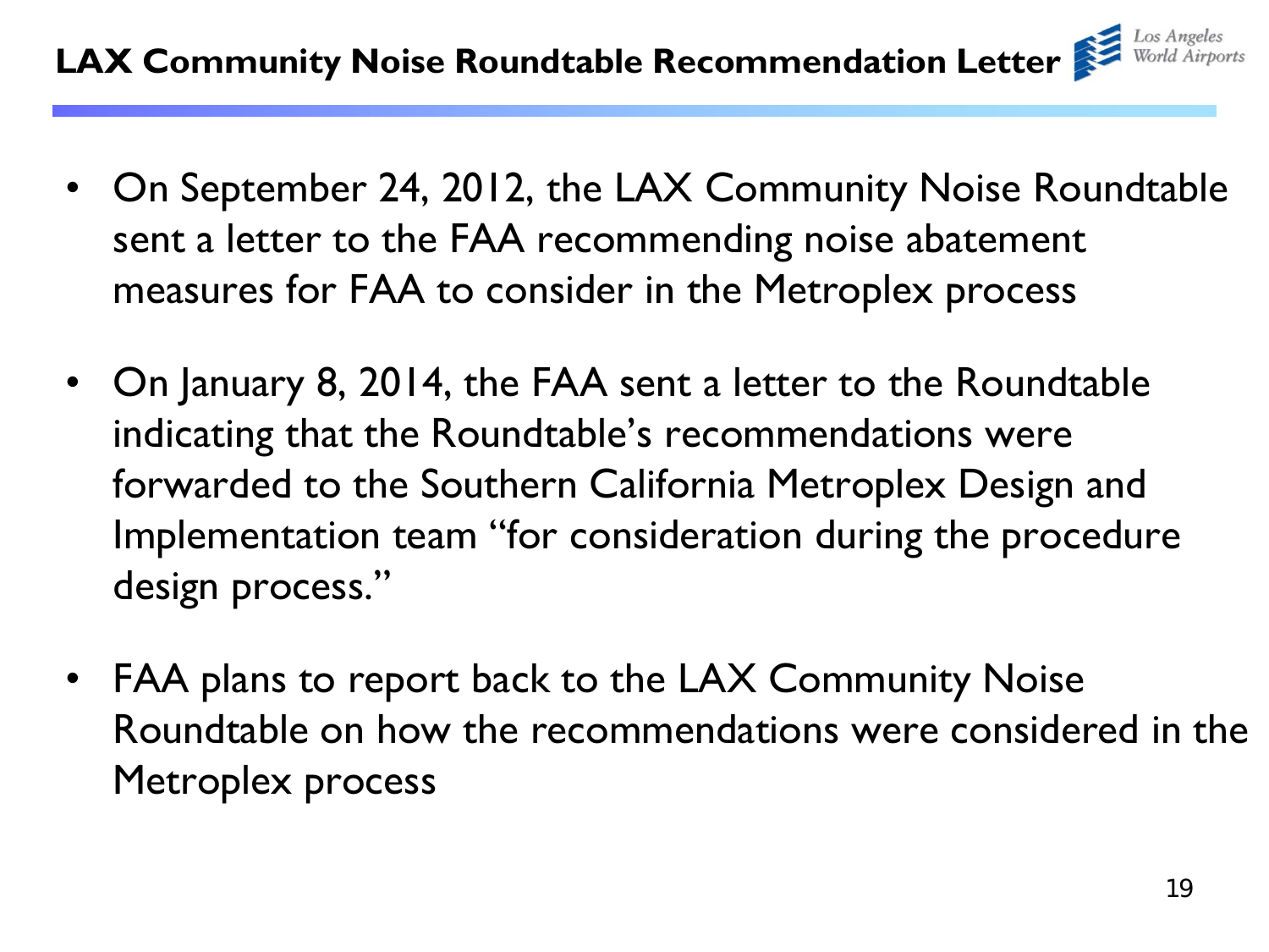# LAX Community Noise Roundtable Recommendation Letter

- On September 24, 2012, the LAX Community Noise Roundtable sent a letter to the FAA recommending noise abatement measures for FAA to consider in the Metroplex process
- On January 8, 2014, the FAA sent a letter to the Roundtable indicating that the Roundtable's recommendations were forwarded to the Southern California Metroplex Design and Implementation team "for consideration during the procedure design process."
- FAA plans to report back to the LAX Community Noise Roundtable on how the recommendations were considered in the Metroplex process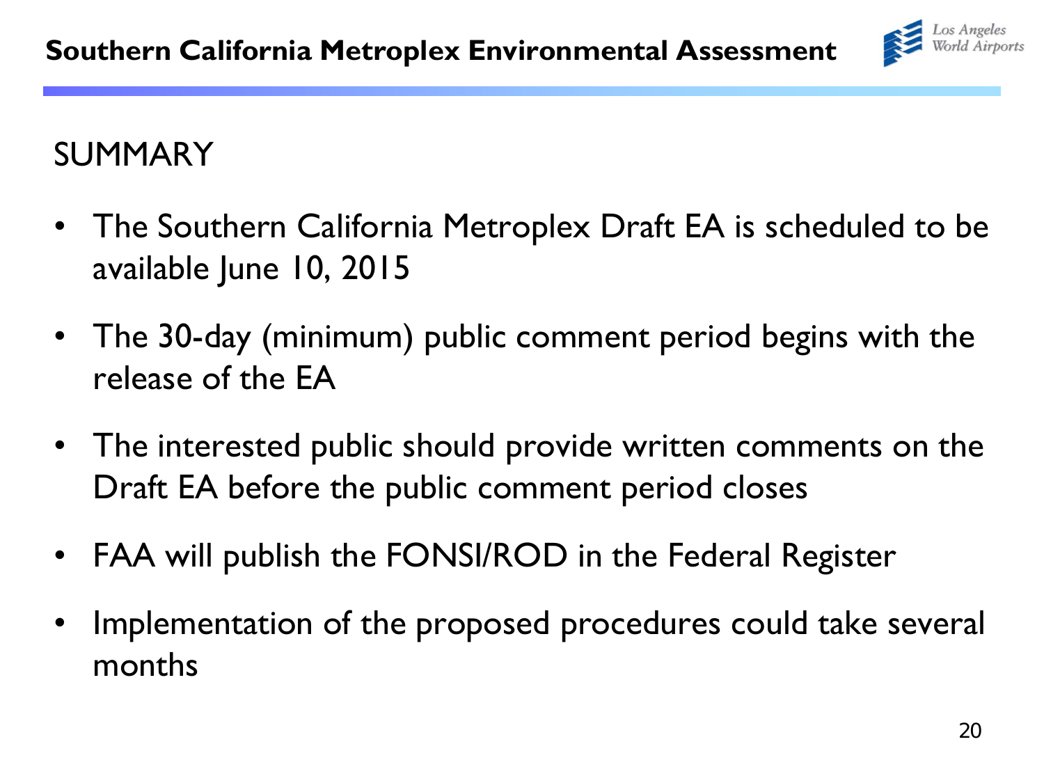## SUMMARY

- The Southern California Metroplex Draft EA is scheduled to be available June 10, 2015
- The 30-day (minimum) public comment period begins with the release of the EA
- The interested public should provide written comments on the Draft EA before the public comment period closes
- FAA will publish the FONSI/ROD in the Federal Register
- Implementation of the proposed procedures could take several months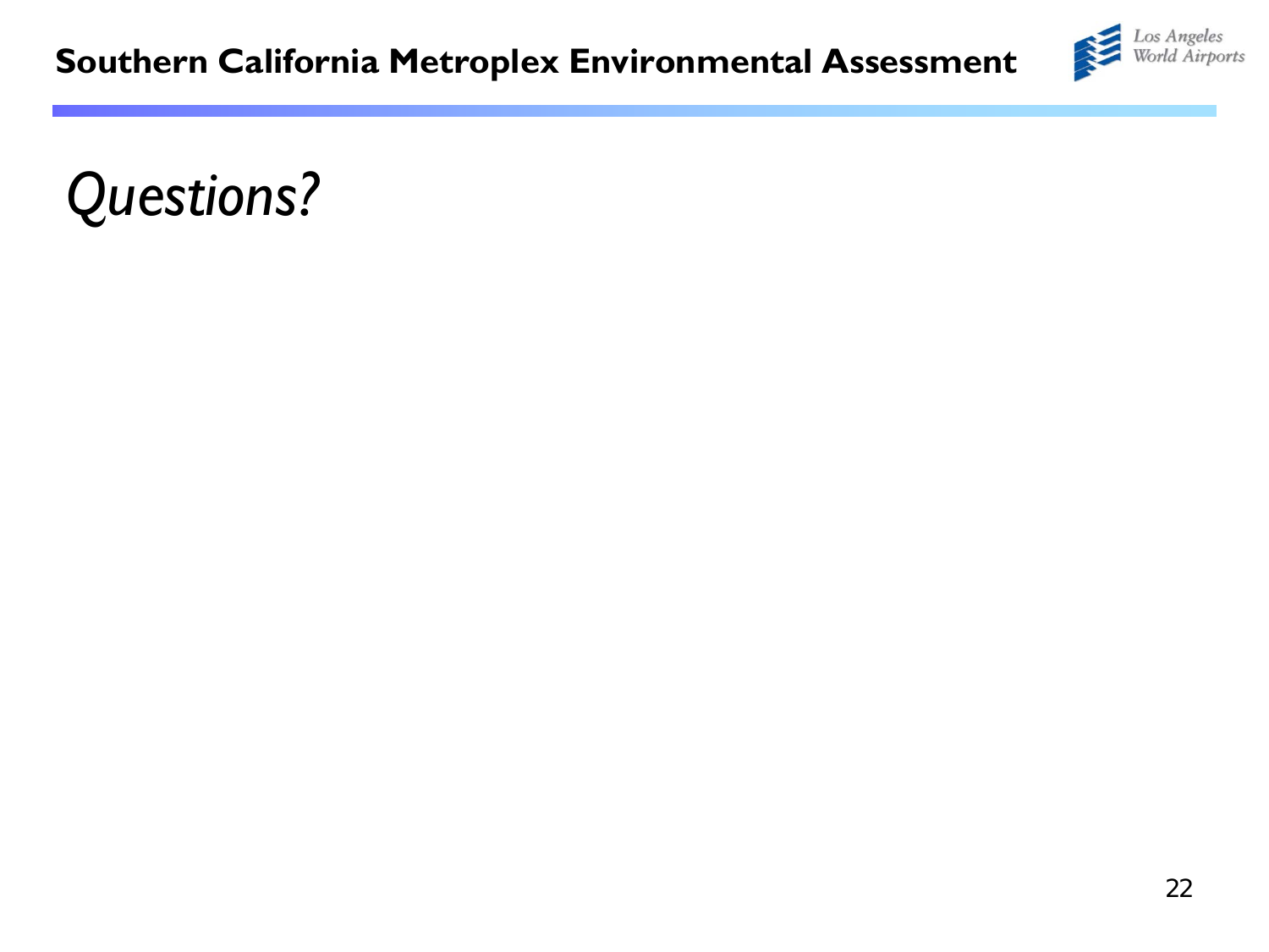# *Questions?*